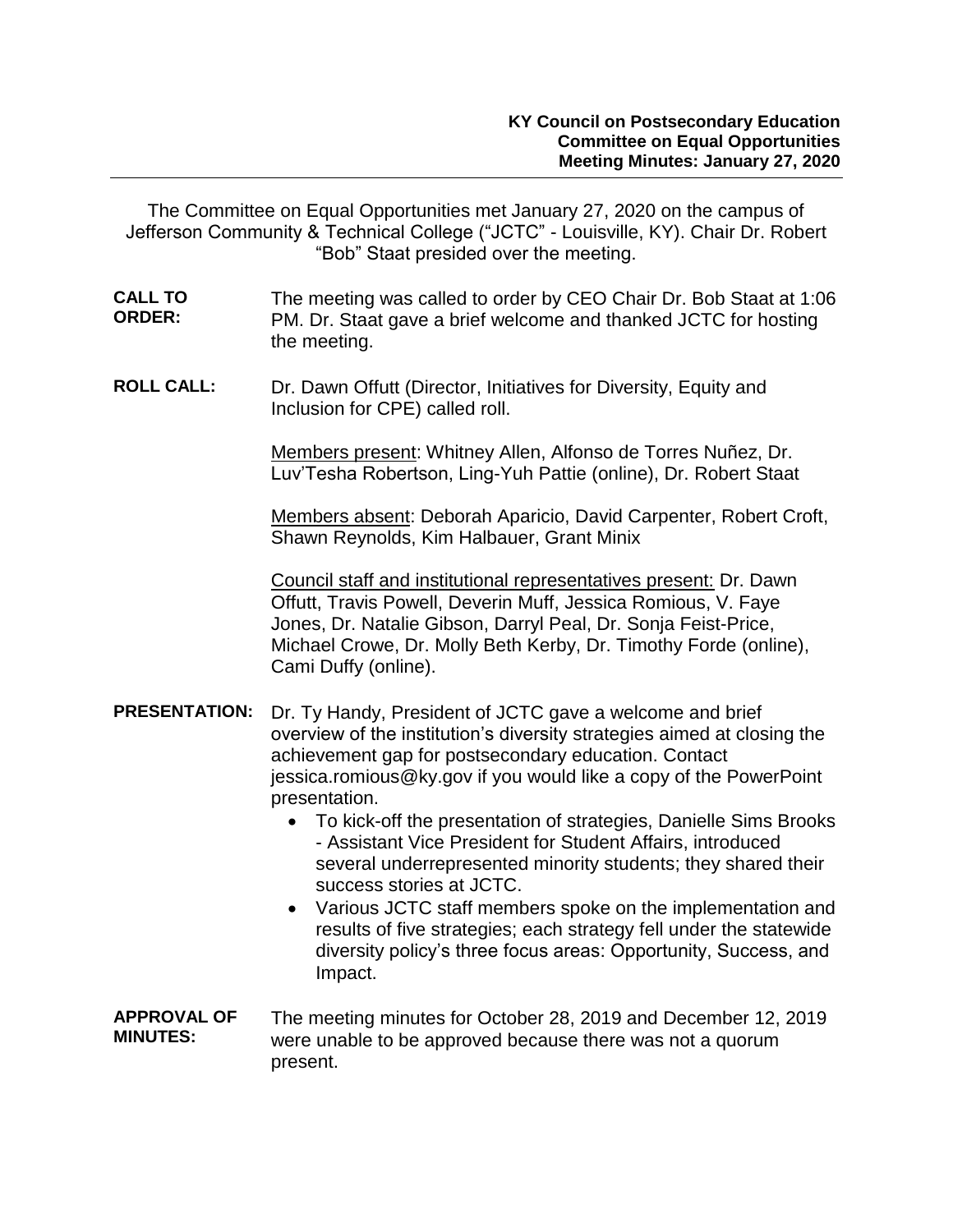**KY Council on Postsecondary Education**
**Committee on Equal Opportunities**
**Meeting Minutes: January 27, 2020**

The Committee on Equal Opportunities met January 27, 2020 on the campus of Jefferson Community & Technical College ("JCTC" - Louisville, KY). Chair Dr. Robert "Bob" Staat presided over the meeting.

**CALL TO ORDER:** The meeting was called to order by CEO Chair Dr. Bob Staat at 1:06 PM. Dr. Staat gave a brief welcome and thanked JCTC for hosting the meeting.

**ROLL CALL:** Dr. Dawn Offutt (Director, Initiatives for Diversity, Equity and Inclusion for CPE) called roll.

Members present: Whitney Allen, Alfonso de Torres Nuñez, Dr. Luv'Tesha Robertson, Ling-Yuh Pattie (online), Dr. Robert Staat

Members absent: Deborah Aparicio, David Carpenter, Robert Croft, Shawn Reynolds, Kim Halbauer, Grant Minix

Council staff and institutional representatives present: Dr. Dawn Offutt, Travis Powell, Deverin Muff, Jessica Romious, V. Faye Jones, Dr. Natalie Gibson, Darryl Peal, Dr. Sonja Feist-Price, Michael Crowe, Dr. Molly Beth Kerby, Dr. Timothy Forde (online), Cami Duffy (online).

**PRESENTATION:** Dr. Ty Handy, President of JCTC gave a welcome and brief overview of the institution's diversity strategies aimed at closing the achievement gap for postsecondary education. Contact jessica.romious@ky.gov if you would like a copy of the PowerPoint presentation.

- To kick-off the presentation of strategies, Danielle Sims Brooks - Assistant Vice President for Student Affairs, introduced several underrepresented minority students; they shared their success stories at JCTC.
- Various JCTC staff members spoke on the implementation and results of five strategies; each strategy fell under the statewide diversity policy's three focus areas: Opportunity, Success, and Impact.

**APPROVAL OF MINUTES:** The meeting minutes for October 28, 2019 and December 12, 2019 were unable to be approved because there was not a quorum present.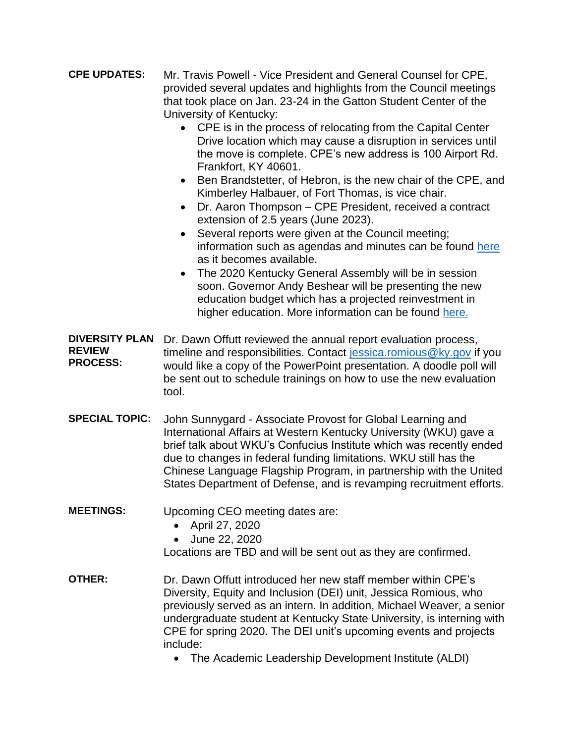**CPE UPDATES:** Mr. Travis Powell - Vice President and General Counsel for CPE, provided several updates and highlights from the Council meetings that took place on Jan. 23-24 in the Gatton Student Center of the University of Kentucky:

- CPE is in the process of relocating from the Capital Center Drive location which may cause a disruption in services until the move is complete. CPE's new address is 100 Airport Rd. Frankfort, KY 40601.
- Ben Brandstetter, of Hebron, is the new chair of the CPE, and Kimberley Halbauer, of Fort Thomas, is vice chair.
- Dr. Aaron Thompson – CPE President, received a contract extension of 2.5 years (June 2023).
- Several reports were given at the Council meeting; information such as agendas and minutes can be found here as it becomes available.
- The 2020 Kentucky General Assembly will be in session soon. Governor Andy Beshear will be presenting the new education budget which has a projected reinvestment in higher education. More information can be found here.

**DIVERSITY PLAN REVIEW PROCESS:** Dr. Dawn Offutt reviewed the annual report evaluation process, timeline and responsibilities. Contact jessica.romious@ky.gov if you would like a copy of the PowerPoint presentation. A doodle poll will be sent out to schedule trainings on how to use the new evaluation tool.

**SPECIAL TOPIC:** John Sunnygard - Associate Provost for Global Learning and International Affairs at Western Kentucky University (WKU) gave a brief talk about WKU's Confucius Institute which was recently ended due to changes in federal funding limitations. WKU still has the Chinese Language Flagship Program, in partnership with the United States Department of Defense, and is revamping recruitment efforts.

**MEETINGS:** Upcoming CEO meeting dates are:

- April 27, 2020
- June 22, 2020

Locations are TBD and will be sent out as they are confirmed.

**OTHER:** Dr. Dawn Offutt introduced her new staff member within CPE's Diversity, Equity and Inclusion (DEI) unit, Jessica Romious, who previously served as an intern. In addition, Michael Weaver, a senior undergraduate student at Kentucky State University, is interning with CPE for spring 2020. The DEI unit's upcoming events and projects include:

- The Academic Leadership Development Institute (ALDI)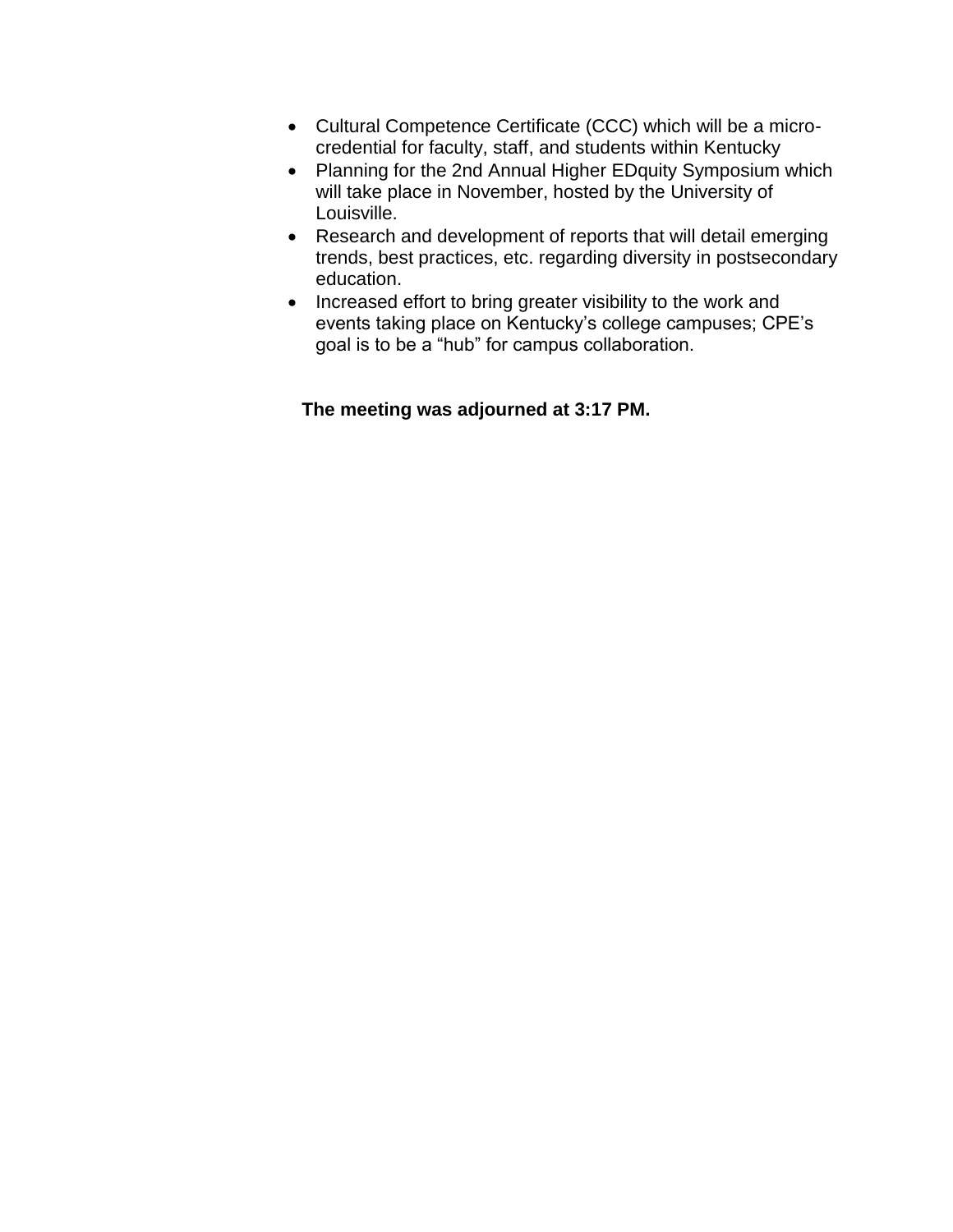- Cultural Competence Certificate (CCC) which will be a micro-credential for faculty, staff, and students within Kentucky
- Planning for the 2nd Annual Higher EDquity Symposium which will take place in November, hosted by the University of Louisville.
- Research and development of reports that will detail emerging trends, best practices, etc. regarding diversity in postsecondary education.
- Increased effort to bring greater visibility to the work and events taking place on Kentucky's college campuses; CPE's goal is to be a "hub" for campus collaboration.

**The meeting was adjourned at 3:17 PM.**